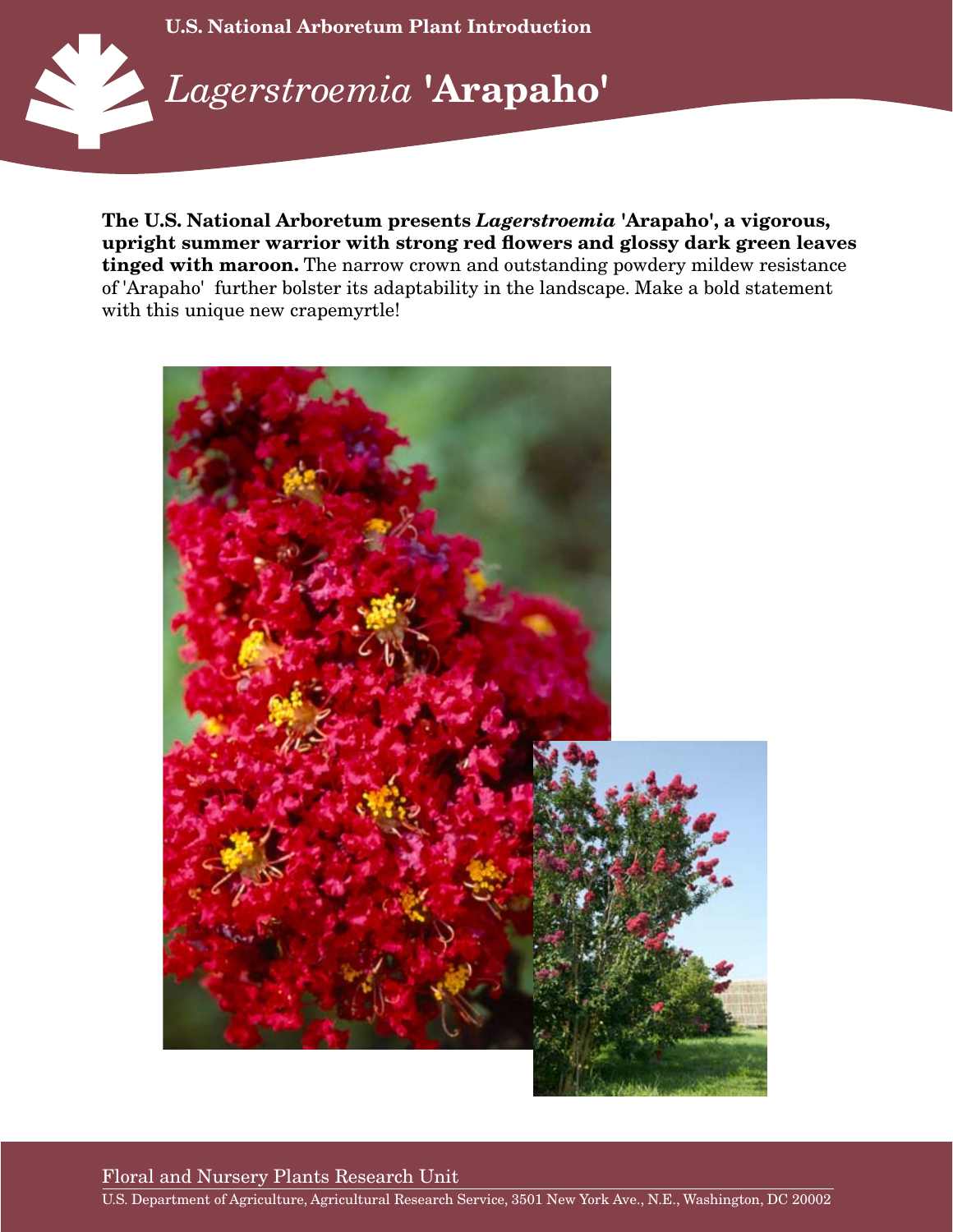U.S. National Arboretum Plant Introduction

# *Lagerstroemia* 'Arapaho'

**The U.S. National Arboretum presents *Lagerstroemia* 'Arapaho', a vigorous, upright summer warrior with strong red flowers and glossy dark green leaves tinged with maroon.** The narrow crown and outstanding powdery mildew resistance of 'Arapaho' further bolster its adaptability in the landscape. Make a bold statement with this unique new crapemyrtle!

Floral and Nursery Plants Research Unit

U.S. Department of Agriculture, Agricultural Research Service, 3501 New York Ave., N.E., Washington, DC 20002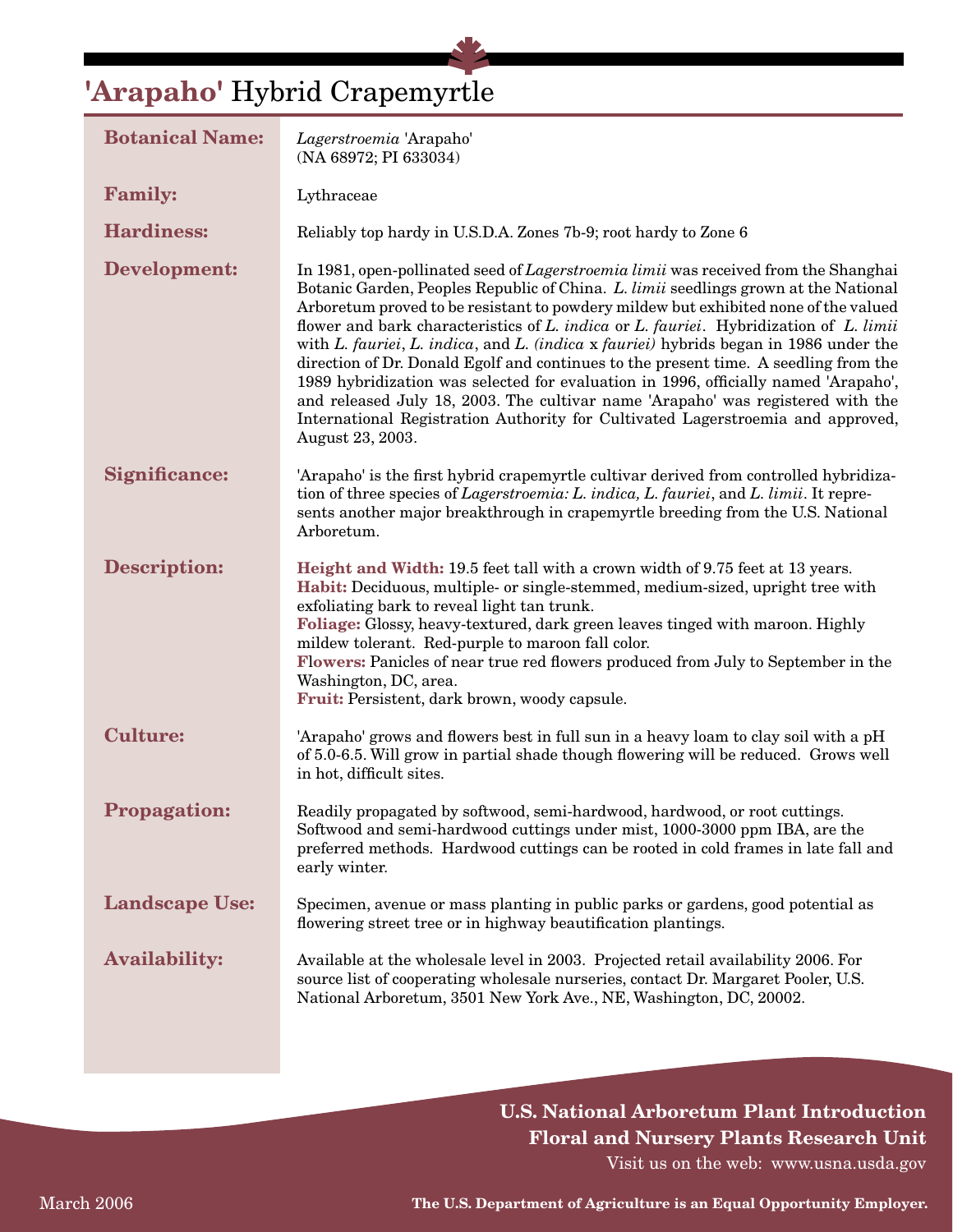# 'Arapaho' Hybrid Crapemyrtle

**Botanical Name:** *Lagerstroemia* 'Arapaho'
(NA 68972; PI 633034)

**Family:** Lythraceae

**Hardiness:** Reliably top hardy in U.S.D.A. Zones 7b-9; root hardy to Zone 6

**Development:** In 1981, open-pollinated seed of *Lagerstroemia limii* was received from the Shanghai Botanic Garden, Peoples Republic of China. *L. limii* seedlings grown at the National Arboretum proved to be resistant to powdery mildew but exhibited none of the valued flower and bark characteristics of *L. indica* or *L. fauriei*. Hybridization of *L. limii* with *L. fauriei*, *L. indica*, and *L. (indica* x *fauriei)* hybrids began in 1986 under the direction of Dr. Donald Egolf and continues to the present time. A seedling from the 1989 hybridization was selected for evaluation in 1996, officially named 'Arapaho', and released July 18, 2003. The cultivar name 'Arapaho' was registered with the International Registration Authority for Cultivated Lagerstroemia and approved, August 23, 2003.

**Significance:** 'Arapaho' is the first hybrid crapemyrtle cultivar derived from controlled hybridization of three species of *Lagerstroemia: L. indica, L. fauriei*, and *L. limii*. It represents another major breakthrough in crapemyrtle breeding from the U.S. National Arboretum.

**Description:**
**Height and Width:** 19.5 feet tall with a crown width of 9.75 feet at 13 years.
**Habit:** Deciduous, multiple- or single-stemmed, medium-sized, upright tree with exfoliating bark to reveal light tan trunk.
**Foliage:** Glossy, heavy-textured, dark green leaves tinged with maroon. Highly mildew tolerant. Red-purple to maroon fall color.
**Flowers:** Panicles of near true red flowers produced from July to September in the Washington, DC, area.
**Fruit:** Persistent, dark brown, woody capsule.

**Culture:** 'Arapaho' grows and flowers best in full sun in a heavy loam to clay soil with a pH of 5.0-6.5. Will grow in partial shade though flowering will be reduced. Grows well in hot, difficult sites.

**Propagation:** Readily propagated by softwood, semi-hardwood, hardwood, or root cuttings. Softwood and semi-hardwood cuttings under mist, 1000-3000 ppm IBA, are the preferred methods. Hardwood cuttings can be rooted in cold frames in late fall and early winter.

**Landscape Use:** Specimen, avenue or mass planting in public parks or gardens, good potential as flowering street tree or in highway beautification plantings.

**Availability:** Available at the wholesale level in 2003. Projected retail availability 2006. For source list of cooperating wholesale nurseries, contact Dr. Margaret Pooler, U.S. National Arboretum, 3501 New York Ave., NE, Washington, DC, 20002.

**U.S. National Arboretum Plant Introduction**
**Floral and Nursery Plants Research Unit**
Visit us on the web: www.usna.usda.gov

March 2006

**The U.S. Department of Agriculture is an Equal Opportunity Employer.**